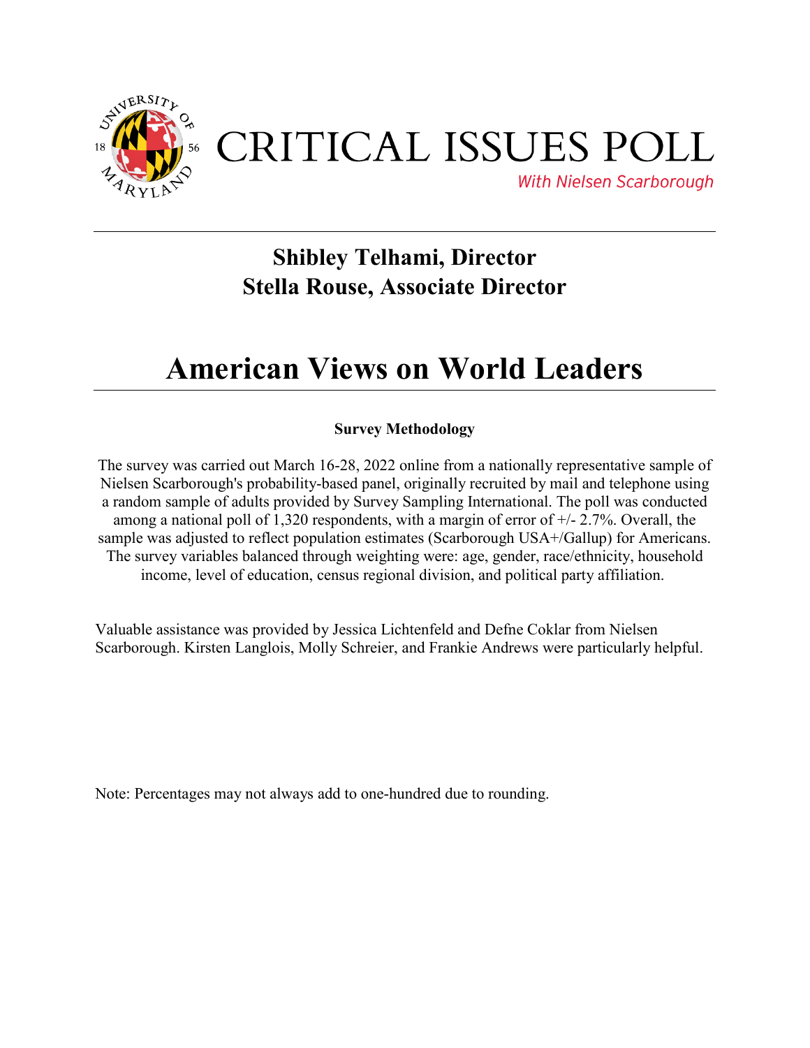# CRITICAL ISSUES POLL

*With Nielsen Scarborough*

---

**Shibley Telhami, Director**
**Stella Rouse, Associate Director**

# American Views on World Leaders

---

**Survey Methodology**

The survey was carried out March 16-28, 2022 online from a nationally representative sample of Nielsen Scarborough's probability-based panel, originally recruited by mail and telephone using a random sample of adults provided by Survey Sampling International. The poll was conducted among a national poll of 1,320 respondents, with a margin of error of +/- 2.7%. Overall, the sample was adjusted to reflect population estimates (Scarborough USA+/Gallup) for Americans. The survey variables balanced through weighting were: age, gender, race/ethnicity, household income, level of education, census regional division, and political party affiliation.

Valuable assistance was provided by Jessica Lichtenfeld and Defne Coklar from Nielsen Scarborough. Kirsten Langlois, Molly Schreier, and Frankie Andrews were particularly helpful.

Note: Percentages may not always add to one-hundred due to rounding.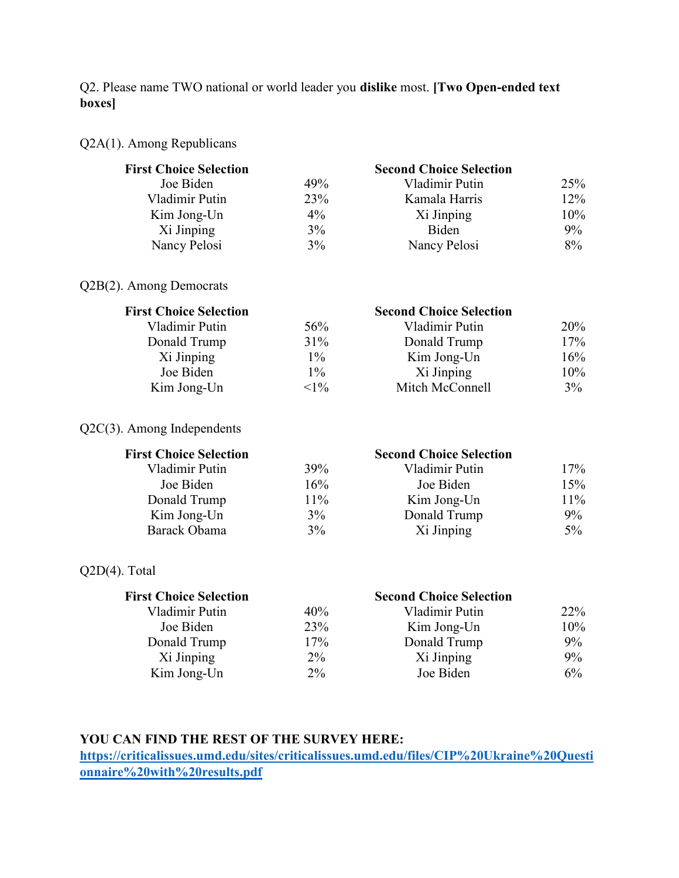Q2. Please name TWO national or world leader you **dislike** most. **[Two Open-ended text boxes]**

Q2A(1). Among Republicans

| First Choice Selection | | Second Choice Selection | |
|---|---|---|---|
| Joe Biden | 49% | Vladimir Putin | 25% |
| Vladimir Putin | 23% | Kamala Harris | 12% |
| Kim Jong-Un | 4% | Xi Jinping | 10% |
| Xi Jinping | 3% | Biden | 9% |
| Nancy Pelosi | 3% | Nancy Pelosi | 8% |

Q2B(2). Among Democrats

| First Choice Selection | | Second Choice Selection | |
|---|---|---|---|
| Vladimir Putin | 56% | Vladimir Putin | 20% |
| Donald Trump | 31% | Donald Trump | 17% |
| Xi Jinping | 1% | Kim Jong-Un | 16% |
| Joe Biden | 1% | Xi Jinping | 10% |
| Kim Jong-Un | <1% | Mitch McConnell | 3% |

Q2C(3). Among Independents

| First Choice Selection | | Second Choice Selection | |
|---|---|---|---|
| Vladimir Putin | 39% | Vladimir Putin | 17% |
| Joe Biden | 16% | Joe Biden | 15% |
| Donald Trump | 11% | Kim Jong-Un | 11% |
| Kim Jong-Un | 3% | Donald Trump | 9% |
| Barack Obama | 3% | Xi Jinping | 5% |

Q2D(4). Total

| First Choice Selection | | Second Choice Selection | |
|---|---|---|---|
| Vladimir Putin | 40% | Vladimir Putin | 22% |
| Joe Biden | 23% | Kim Jong-Un | 10% |
| Donald Trump | 17% | Donald Trump | 9% |
| Xi Jinping | 2% | Xi Jinping | 9% |
| Kim Jong-Un | 2% | Joe Biden | 6% |

**YOU CAN FIND THE REST OF THE SURVEY HERE:**
**https://criticalissues.umd.edu/sites/criticalissues.umd.edu/files/CIP%20Ukraine%20Questionnaire%20with%20results.pdf**